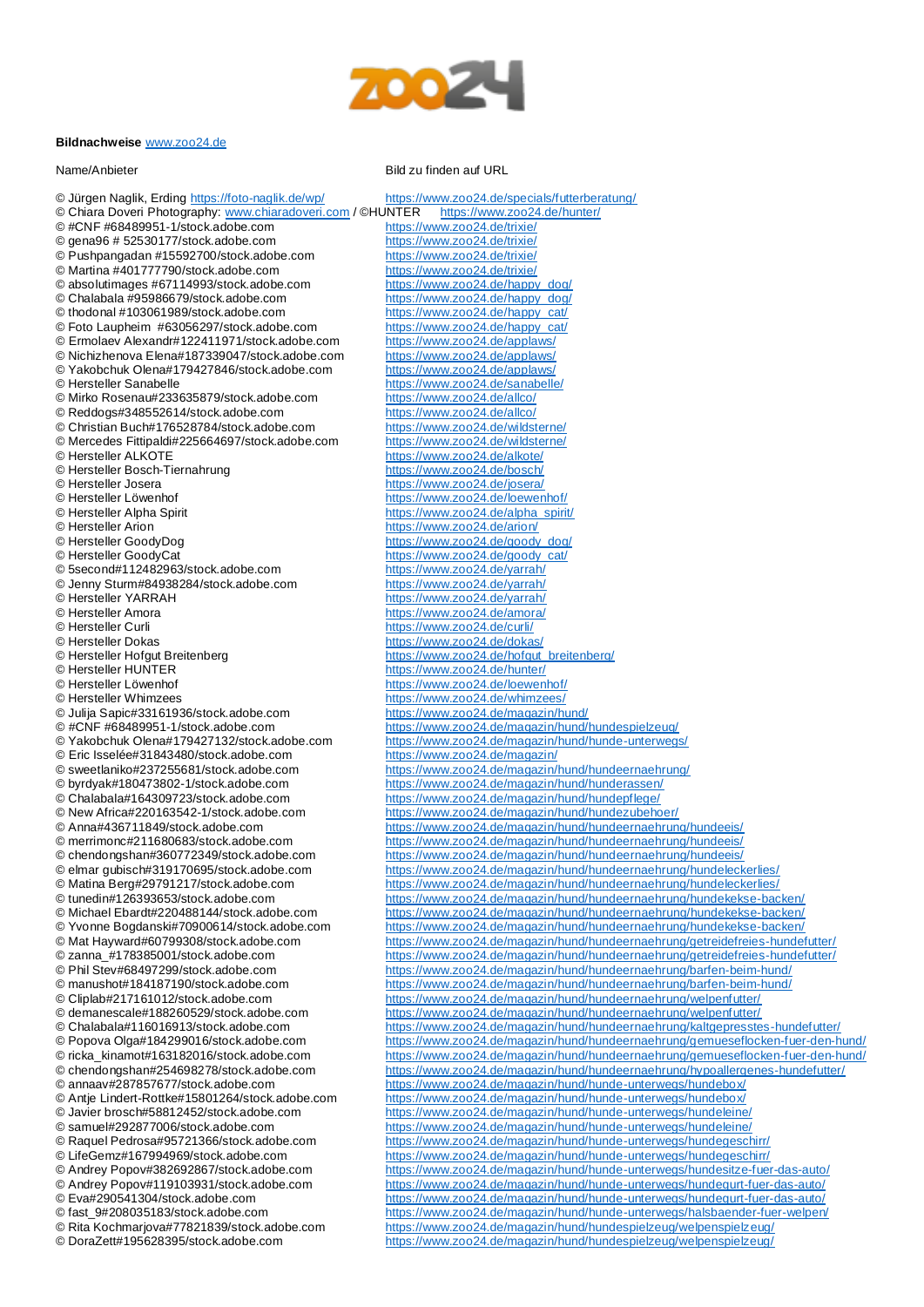**Bildnachweise** www.zoo24.de

| Name/Anbieter | Bild zu finden auf URL |
|---|---|
| © Jürgen Naglik, Erding https://foto-naglik.de/wp/ | https://www.zoo24.de/specials/futterberatung/ |
| © Chiara Doveri Photography: www.chiaradoveri.com / ©HUNTER | https://www.zoo24.de/hunter/ |
| © #CNF #68489951-1/stock.adobe.com | https://www.zoo24.de/trixie/ |
| © gena96 # 52530177/stock.adobe.com | https://www.zoo24.de/trixie/ |
| © Pushpangadan #15592700/stock.adobe.com | https://www.zoo24.de/trixie/ |
| © Martina #401777790/stock.adobe.com | https://www.zoo24.de/trixie/ |
| © absolutimages #67114993/stock.adobe.com | https://www.zoo24.de/happy_dog/ |
| © Chalabala #95986679/stock.adobe.com | https://www.zoo24.de/happy_dog/ |
| © thodonal #103061989/stock.adobe.com | https://www.zoo24.de/happy_cat/ |
| © Foto Laupheim #63056297/stock.adobe.com | https://www.zoo24.de/happy_cat/ |
| © Ermolaev Alexandr#122411971/stock.adobe.com | https://www.zoo24.de/applaws/ |
| © Nichizhenova Elena#187339047/stock.adobe.com | https://www.zoo24.de/applaws/ |
| © Yakobchuk Olena#179427846/stock.adobe.com | https://www.zoo24.de/applaws/ |
| © Hersteller Sanabelle | https://www.zoo24.de/sanabelle/ |
| © Mirko Rosenau#233635879/stock.adobe.com | https://www.zoo24.de/allco/ |
| © Reddogs#348552614/stock.adobe.com | https://www.zoo24.de/allco/ |
| © Christian Buch#176528784/stock.adobe.com | https://www.zoo24.de/wildsterne/ |
| © Mercedes Fittipaldi#225664697/stock.adobe.com | https://www.zoo24.de/wildsterne/ |
| © Hersteller ALKOTE | https://www.zoo24.de/alkote/ |
| © Hersteller Bosch-Tiernahrung | https://www.zoo24.de/bosch/ |
| © Hersteller Josera | https://www.zoo24.de/josera/ |
| © Hersteller Löwenhof | https://www.zoo24.de/loewenhof/ |
| © Hersteller Alpha Spirit | https://www.zoo24.de/alpha_spirit/ |
| © Hersteller Arion | https://www.zoo24.de/arion/ |
| © Hersteller GoodyDog | https://www.zoo24.de/goody_dog/ |
| © Hersteller GoodyCat | https://www.zoo24.de/goody_cat/ |
| © 5second#112482963/stock.adobe.com | https://www.zoo24.de/yarrah/ |
| © Jenny Sturm#84938284/stock.adobe.com | https://www.zoo24.de/yarrah/ |
| © Hersteller YARRAH | https://www.zoo24.de/yarrah/ |
| © Hersteller Amora | https://www.zoo24.de/amora/ |
| © Hersteller Curli | https://www.zoo24.de/curli/ |
| © Hersteller Dokas | https://www.zoo24.de/dokas/ |
| © Hersteller Hofgut Breitenberg | https://www.zoo24.de/hofgut_breitenberg/ |
| © Hersteller HUNTER | https://www.zoo24.de/hunter/ |
| © Hersteller Löwenhof | https://www.zoo24.de/loewenhof/ |
| © Hersteller Whimzees | https://www.zoo24.de/whimzees/ |
| © Julija Sapic#33161936/stock.adobe.com | https://www.zoo24.de/magazin/hund/ |
| © #CNF #68489951-1/stock.adobe.com | https://www.zoo24.de/magazin/hund/hundespielzeug/ |
| © Yakobchuk Olena#179427132/stock.adobe.com | https://www.zoo24.de/magazin/hund/hunde-unterwegs/ |
| © Eric Isselée#31843480/stock.adobe.com | https://www.zoo24.de/magazin/ |
| © sweetlaniko#237255681/stock.adobe.com | https://www.zoo24.de/magazin/hund/hundeernaehrung/ |
| © byrdyak#180473802-1/stock.adobe.com | https://www.zoo24.de/magazin/hund/hunderassen/ |
| © Chalabala#164309723/stock.adobe.com | https://www.zoo24.de/magazin/hund/hundepflege/ |
| © New Africa#220163542-1/stock.adobe.com | https://www.zoo24.de/magazin/hund/hundezubehoer/ |
| © Anna#436711849/stock.adobe.com | https://www.zoo24.de/magazin/hund/hundeernaehrung/hundeeis/ |
| © merrimonc#211680683/stock.adobe.com | https://www.zoo24.de/magazin/hund/hundeernaehrung/hundeeis/ |
| © chendongshan#360772349/stock.adobe.com | https://www.zoo24.de/magazin/hund/hundeernaehrung/hundeeis/ |
| © elmar gubisch#319170695/stock.adobe.com | https://www.zoo24.de/magazin/hund/hundeernaehrung/hundeleckerlies/ |
| © Matina Berg#29791217/stock.adobe.com | https://www.zoo24.de/magazin/hund/hundeernaehrung/hundeleckerlies/ |
| © tunedin#126393653/stock.adobe.com | https://www.zoo24.de/magazin/hund/hundeernaehrung/hundekekse-backen/ |
| © Michael Ebardt#220488144/stock.adobe.com | https://www.zoo24.de/magazin/hund/hundeernaehrung/hundekekse-backen/ |
| © Yvonne Bogdanski#70900614/stock.adobe.com | https://www.zoo24.de/magazin/hund/hundeernaehrung/hundekekse-backen/ |
| © Mat Hayward#60799308/stock.adobe.com | https://www.zoo24.de/magazin/hund/hundeernaehrung/getreidefreies-hundefutter/ |
| © zanna_#178385001/stock.adobe.com | https://www.zoo24.de/magazin/hund/hundeernaehrung/getreidefreies-hundefutter/ |
| © Phil Stev#68497299/stock.adobe.com | https://www.zoo24.de/magazin/hund/hundeernaehrung/barfen-beim-hund/ |
| © manushot#184187190/stock.adobe.com | https://www.zoo24.de/magazin/hund/hundeernaehrung/barfen-beim-hund/ |
| © Cliplab#217161012/stock.adobe.com | https://www.zoo24.de/magazin/hund/hundeernaehrung/welpenfutter/ |
| © demanescale#188260529/stock.adobe.com | https://www.zoo24.de/magazin/hund/hundeernaehrung/welpenfutter/ |
| © Chalabala#116016913/stock.adobe.com | https://www.zoo24.de/magazin/hund/hundeernaehrung/kaltgepresstes-hundefutter/ |
| © Popova Olga#184299016/stock.adobe.com | https://www.zoo24.de/magazin/hund/hundeernaehrung/gemueseflocken-fuer-den-hund/ |
| © ricka_kinamot#163182016/stock.adobe.com | https://www.zoo24.de/magazin/hund/hundeernaehrung/gemueseflocken-fuer-den-hund/ |
| © chendongshan#254698278/stock.adobe.com | https://www.zoo24.de/magazin/hund/hundeernaehrung/hypoallergenes-hundefutter/ |
| © annaav#287857677/stock.adobe.com | https://www.zoo24.de/magazin/hund/hunde-unterwegs/hundebox/ |
| © Antje Lindert-Rottke#15801264/stock.adobe.com | https://www.zoo24.de/magazin/hund/hunde-unterwegs/hundebox/ |
| © Javier brosch#58812452/stock.adobe.com | https://www.zoo24.de/magazin/hund/hunde-unterwegs/hundeleine/ |
| © samuel#292877006/stock.adobe.com | https://www.zoo24.de/magazin/hund/hunde-unterwegs/hundeleine/ |
| © Raquel Pedrosa#95721366/stock.adobe.com | https://www.zoo24.de/magazin/hund/hunde-unterwegs/hundegeschirr/ |
| © LifeGemz#167994969/stock.adobe.com | https://www.zoo24.de/magazin/hund/hunde-unterwegs/hundegeschirr/ |
| © Andrey Popov#382692867/stock.adobe.com | https://www.zoo24.de/magazin/hund/hunde-unterwegs/hundesitze-fuer-das-auto/ |
| © Andrey Popov#119103931/stock.adobe.com | https://www.zoo24.de/magazin/hund/hunde-unterwegs/hundegurt-fuer-das-auto/ |
| © Eva#290541304/stock.adobe.com | https://www.zoo24.de/magazin/hund/hunde-unterwegs/hundegurt-fuer-das-auto/ |
| © fast_9#208035183/stock.adobe.com | https://www.zoo24.de/magazin/hund/hunde-unterwegs/halsbaender-fuer-welpen/ |
| © Rita Kochmarjova#77821839/stock.adobe.com | https://www.zoo24.de/magazin/hund/hundespielzeug/welpenspielzeug/ |
| © DoraZett#195628395/stock.adobe.com | https://www.zoo24.de/magazin/hund/hundespielzeug/welpenspielzeug/ |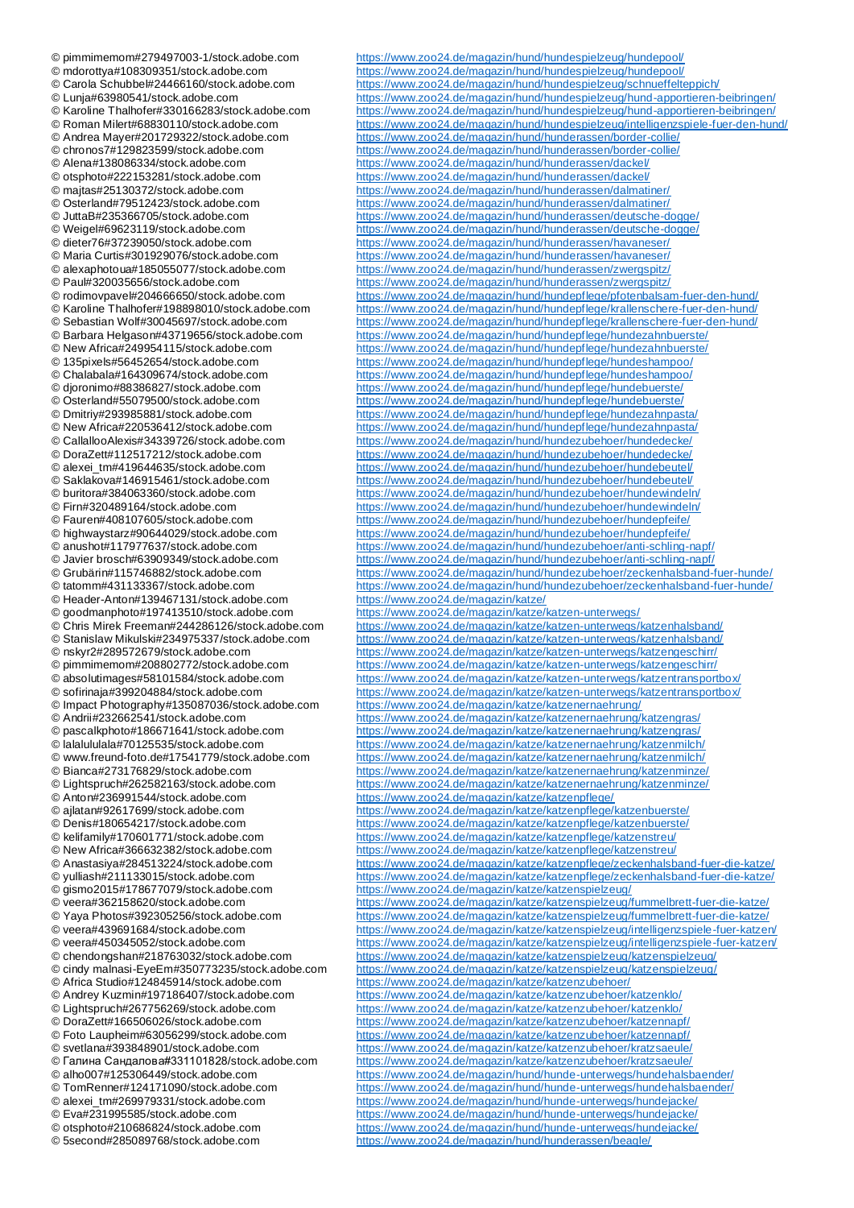© pimmimemom#279497003-1/stock.adobe.com https://www.zoo24.de/magazin/hund/hundespielzeug/hundepool/
© mdorottya#108309351/stock.adobe.com https://www.zoo24.de/magazin/hund/hundespielzeug/hundepool/
© Carola Schubbel#24466160/stock.adobe.com https://www.zoo24.de/magazin/hund/hundespielzeug/schnueffelteppich/
© Lunja#63980541/stock.adobe.com https://www.zoo24.de/magazin/hund/hundespielzeug/hund-apportieren-beibringen/
© Karoline Thalhofer#330166283/stock.adobe.com https://www.zoo24.de/magazin/hund/hundespielzeug/hund-apportieren-beibringen/
© Roman Milert#68830110/stock.adobe.com https://www.zoo24.de/magazin/hund/hundespielzeug/intelligenzspiele-fuer-den-hund/
© Andrea Mayer#201729322/stock.adobe.com https://www.zoo24.de/magazin/hund/hunderassen/border-collie/
© chronos7#129823599/stock.adobe.com https://www.zoo24.de/magazin/hund/hunderassen/border-collie/
© Alena#138086334/stock.adobe.com https://www.zoo24.de/magazin/hund/hunderassen/dackel/
© otsphoto#222153281/stock.adobe.com https://www.zoo24.de/magazin/hund/hunderassen/dackel/
© majtas#25130372/stock.adobe.com https://www.zoo24.de/magazin/hund/hunderassen/dalmatiner/
© Osterland#79512423/stock.adobe.com https://www.zoo24.de/magazin/hund/hunderassen/dalmatiner/
© JuttaB#235366705/stock.adobe.com https://www.zoo24.de/magazin/hund/hunderassen/deutsche-dogge/
© Weigel#69623119/stock.adobe.com https://www.zoo24.de/magazin/hund/hunderassen/deutsche-dogge/
© dieter76#37239050/stock.adobe.com https://www.zoo24.de/magazin/hund/hunderassen/havaneser/
© Maria Curtis#301929076/stock.adobe.com https://www.zoo24.de/magazin/hund/hunderassen/havaneser/
© alexaphotoua#185055077/stock.adobe.com https://www.zoo24.de/magazin/hund/hunderassen/zwergspitz/
© Paul#320035656/stock.adobe.com https://www.zoo24.de/magazin/hund/hunderassen/zwergspitz/
© rodimovpavel#204666650/stock.adobe.com https://www.zoo24.de/magazin/hund/hundepflege/pfotenbalsam-fuer-den-hund/
© Karoline Thalhofer#198898010/stock.adobe.com https://www.zoo24.de/magazin/hund/hundepflege/krallenschere-fuer-den-hund/
© Sebastian Wolf#30045697/stock.adobe.com https://www.zoo24.de/magazin/hund/hundepflege/krallenschere-fuer-den-hund/
© Barbara Helgason#43719656/stock.adobe.com https://www.zoo24.de/magazin/hund/hundepflege/hundezahnbuerste/
© New Africa#249954115/stock.adobe.com https://www.zoo24.de/magazin/hund/hundepflege/hundezahnbuerste/
© 135pixels#56452654/stock.adobe.com https://www.zoo24.de/magazin/hund/hundepflege/hundeshampoo/
© Chalabala#164309674/stock.adobe.com https://www.zoo24.de/magazin/hund/hundepflege/hundeshampoo/
© djoronimo#88386827/stock.adobe.com https://www.zoo24.de/magazin/hund/hundepflege/hundebuerste/
© Osterland#55079500/stock.adobe.com https://www.zoo24.de/magazin/hund/hundepflege/hundebuerste/
© Dmitriy#293985881/stock.adobe.com https://www.zoo24.de/magazin/hund/hundepflege/hundezahnpasta/
© New Africa#220536412/stock.adobe.com https://www.zoo24.de/magazin/hund/hundepflege/hundezahnpasta/
© CallallooAlexis#34339726/stock.adobe.com https://www.zoo24.de/magazin/hund/hundezubehoer/hundedecke/
© DoraZett#112517212/stock.adobe.com https://www.zoo24.de/magazin/hund/hundezubehoer/hundedecke/
© alexei_tm#419644635/stock.adobe.com https://www.zoo24.de/magazin/hund/hundezubehoer/hundebeutel/
© Saklakova#146915461/stock.adobe.com https://www.zoo24.de/magazin/hund/hundezubehoer/hundebeutel/
© buritora#384063360/stock.adobe.com https://www.zoo24.de/magazin/hund/hundezubehoer/hundewindeln/
© Firn#320489164/stock.adobe.com https://www.zoo24.de/magazin/hund/hundezubehoer/hundewindeln/
© Fauren#408107605/stock.adobe.com https://www.zoo24.de/magazin/hund/hundezubehoer/hundepfeife/
© highwaystarz#90644029/stock.adobe.com https://www.zoo24.de/magazin/hund/hundezubehoer/hundepfeife/
© anushot#117977637/stock.adobe.com https://www.zoo24.de/magazin/hund/hundezubehoer/anti-schling-napf/
© Javier brosch#63909349/stock.adobe.com https://www.zoo24.de/magazin/hund/hundezubehoer/anti-schling-napf/
© Grubärin#115746882/stock.adobe.com https://www.zoo24.de/magazin/hund/hundezubehoer/zeckenhalsband-fuer-hunde/
© tatomm#431133367/stock.adobe.com https://www.zoo24.de/magazin/hund/hundezubehoer/zeckenhalsband-fuer-hunde/
© Header-Anton#139467131/stock.adobe.com https://www.zoo24.de/magazin/katze/
© goodmanphoto#197413510/stock.adobe.com https://www.zoo24.de/magazin/katze/katzen-unterwegs/
© Chris Mirek Freeman#244286126/stock.adobe.com https://www.zoo24.de/magazin/katze/katzen-unterwegs/katzenhalsband/
© Stanislaw Mikulski#234975337/stock.adobe.com https://www.zoo24.de/magazin/katze/katzen-unterwegs/katzenhalsband/
© nskyr2#289572679/stock.adobe.com https://www.zoo24.de/magazin/katze/katzen-unterwegs/katzengeschirr/
© pimmimemom#208802772/stock.adobe.com https://www.zoo24.de/magazin/katze/katzen-unterwegs/katzengeschirr/
© absolutimages#58101584/stock.adobe.com https://www.zoo24.de/magazin/katze/katzen-unterwegs/katzentransportbox/
© sofirinaja#399204884/stock.adobe.com https://www.zoo24.de/magazin/katze/katzen-unterwegs/katzentransportbox/
© Impact Photography#135087036/stock.adobe.com https://www.zoo24.de/magazin/katze/katzenernaehrung/
© Andrii#232662541/stock.adobe.com https://www.zoo24.de/magazin/katze/katzenernaehrung/katzengras/
© pascalkphoto#186671641/stock.adobe.com https://www.zoo24.de/magazin/katze/katzenernaehrung/katzengras/
© lalalululala#70125535/stock.adobe.com https://www.zoo24.de/magazin/katze/katzenernaehrung/katzenmilch/
© www.freund-foto.de#17541779/stock.adobe.com https://www.zoo24.de/magazin/katze/katzenernaehrung/katzenmilch/
© Bianca#273176829/stock.adobe.com https://www.zoo24.de/magazin/katze/katzenernaehrung/katzenminze/
© Lightspruch#262582163/stock.adobe.com https://www.zoo24.de/magazin/katze/katzenernaehrung/katzenminze/
© Anton#236991544/stock.adobe.com https://www.zoo24.de/magazin/katze/katzenpflege/
© ajlatan#92617699/stock.adobe.com https://www.zoo24.de/magazin/katze/katzenpflege/katzenbuerste/
© Denis#180654217/stock.adobe.com https://www.zoo24.de/magazin/katze/katzenpflege/katzenbuerste/
© kelifamily#170601771/stock.adobe.com https://www.zoo24.de/magazin/katze/katzenpflege/katzenstreu/
© New Africa#366632382/stock.adobe.com https://www.zoo24.de/magazin/katze/katzenpflege/katzenstreu/
© Anastasiya#284513224/stock.adobe.com https://www.zoo24.de/magazin/katze/katzenpflege/zeckenhalsband-fuer-die-katze/
© yulliash#211133015/stock.adobe.com https://www.zoo24.de/magazin/katze/katzenpflege/zeckenhalsband-fuer-die-katze/
© gismo2015#178677079/stock.adobe.com https://www.zoo24.de/magazin/katze/katzenspielzeug/
© veera#362158620/stock.adobe.com https://www.zoo24.de/magazin/katze/katzenspielzeug/fummelbrett-fuer-die-katze/
© Yaya Photos#392305256/stock.adobe.com https://www.zoo24.de/magazin/katze/katzenspielzeug/fummelbrett-fuer-die-katze/
© veera#439691684/stock.adobe.com https://www.zoo24.de/magazin/katze/katzenspielzeug/intelligenzspiele-fuer-katzen/
© veera#450345052/stock.adobe.com https://www.zoo24.de/magazin/katze/katzenspielzeug/intelligenzspiele-fuer-katzen/
© chendongshan#218763032/stock.adobe.com https://www.zoo24.de/magazin/katze/katzenspielzeug/katzenspielzeug/
© cindy malnasi-EyeEm#350773235/stock.adobe.com https://www.zoo24.de/magazin/katze/katzenspielzeug/katzenspielzeug/
© Africa Studio#124845914/stock.adobe.com https://www.zoo24.de/magazin/katze/katzenzubehoer/
© Andrey Kuzmin#197186407/stock.adobe.com https://www.zoo24.de/magazin/katze/katzenzubehoer/katzenklo/
© Lightspruch#267756269/stock.adobe.com https://www.zoo24.de/magazin/katze/katzenzubehoer/katzenklo/
© DoraZett#166506026/stock.adobe.com https://www.zoo24.de/magazin/katze/katzenzubehoer/katzennapf/
© Foto Laupheim#63056299/stock.adobe.com https://www.zoo24.de/magazin/katze/katzenzubehoer/katzennapf/
© svetlana#393848901/stock.adobe.com https://www.zoo24.de/magazin/katze/katzenzubehoer/kratzsaeule/
© Галина Сандалова#331101828/stock.adobe.com https://www.zoo24.de/magazin/katze/katzenzubehoer/kratzsaeule/
© alho007#125306449/stock.adobe.com https://www.zoo24.de/magazin/hund/hunde-unterwegs/hundehalsbaender/
© TomRenner#124171090/stock.adobe.com https://www.zoo24.de/magazin/hund/hunde-unterwegs/hundehalsbaender/
© alexei_tm#269979331/stock.adobe.com https://www.zoo24.de/magazin/hund/hunde-unterwegs/hundejacke/
© Eva#231995585/stock.adobe.com https://www.zoo24.de/magazin/hund/hunde-unterwegs/hundejacke/
© otsphoto#210686824/stock.adobe.com https://www.zoo24.de/magazin/hund/hunde-unterwegs/hundejacke/
© 5second#285089768/stock.adobe.com https://www.zoo24.de/magazin/hund/hunderassen/beagle/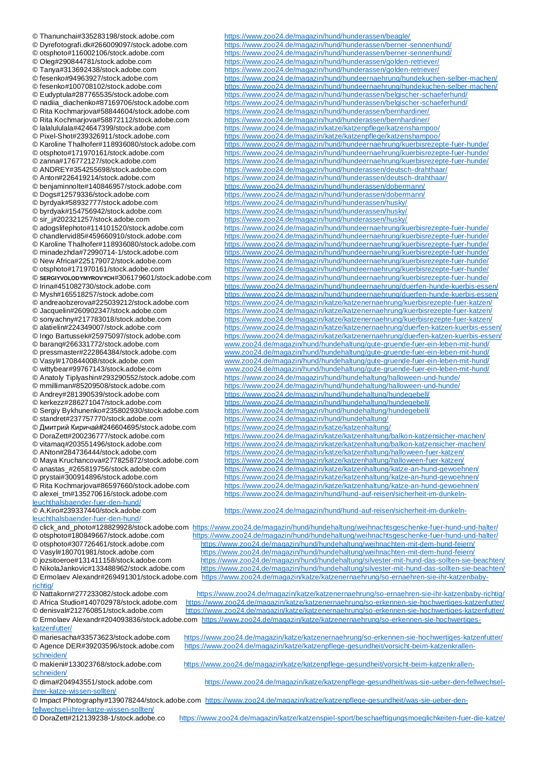© Thanunchai#335283198/stock.adobe.com https://www.zoo24.de/magazin/hund/hunderassen/beagle/
© Dyrefotografi.dk#266009097/stock.adobe.com https://www.zoo24.de/magazin/hund/hunderassen/berner-sennenhund/
© otsphoto#116002106/stock.adobe.com https://www.zoo24.de/magazin/hund/hunderassen/berner-sennenhund/
© Oleg#290844781/stock.adobe.com https://www.zoo24.de/magazin/hund/hunderassen/golden-retriever/
© Tanya#313692438/stock.adobe.com https://www.zoo24.de/magazin/hund/hunderassen/golden-retriever/
© fesenko#94963927/stock.adobe.com https://www.zoo24.de/magazin/hund/hundeernaehrung/hundekuchen-selber-machen/
© fesenko#100708102/stock.adobe.com https://www.zoo24.de/magazin/hund/hundeernaehrung/hundekuchen-selber-machen/
© Eudyptula#287765535/stock.adobe.com https://www.zoo24.de/magazin/hund/hunderassen/belgischer-schaeferhund/
© nadiia_diachenko#87169706/stock.adobe.com https://www.zoo24.de/magazin/hund/hunderassen/belgischer-schaeferhund/
© Rita Kochmarjova#58844604/stock.adobe.com https://www.zoo24.de/magazin/hund/hunderassen/bernhardiner/
© Rita Kochmarjova#58872112/stock.adobe.com https://www.zoo24.de/magazin/hund/hunderassen/bernhardiner/
© lalalululala#424647399/stock.adobe.com https://www.zoo24.de/magazin/katze/katzenpflege/katzenshampoo/
© Pixel-Shot#239326911/stock.adobe.com https://www.zoo24.de/magazin/katze/katzenpflege/katzenshampoo/
© Karoline Thalhofer#118936080/stock.adobe.com https://www.zoo24.de/magazin/hund/hundeernaehrung/kuerbisrezepte-fuer-hunde/
© otsphoto#171970161/stock.adobe.com https://www.zoo24.de/magazin/hund/hundeernaehrung/kuerbisrezepte-fuer-hunde/
© zanna#176772127/stock.adobe.com https://www.zoo24.de/magazin/hund/hundeernaehrung/kuerbisrezepte-fuer-hunde/
© ANDREY#354255698/stock.adobe.com https://www.zoo24.de/magazin/hund/hunderassen/deutsch-drahthaar/
© Anton#226419214/stock.adobe.com https://www.zoo24.de/magazin/hund/hunderassen/deutsch-drahthaar/
© benjaminnolte#140846957/stock.adobe.com https://www.zoo24.de/magazin/hund/hunderassen/dobermann/
© Dogs#12579336/stock.adobe.com https://www.zoo24.de/magazin/hund/hunderassen/dobermann/
© byrdyak#58932777/stock.adobe.com https://www.zoo24.de/magazin/hund/hunderassen/husky/
© byrdyak#154756942/stock.adobe.com https://www.zoo24.de/magazin/hund/hunderassen/husky/
© sir_j#202321257/stock.adobe.com https://www.zoo24.de/magazin/hund/hunderassen/husky/
© adogslifephoto#114101520/stock.adobe.com https://www.zoo24.de/magazin/hund/hundeernaehrung/kuerbisrezepte-fuer-hunde/
© chandlervid85#459660910/stock.adobe.com https://www.zoo24.de/magazin/hund/hundeernaehrung/kuerbisrezepte-fuer-hunde/
© Karoline Thalhofer#118936080/stock.adobe.com https://www.zoo24.de/magazin/hund/hundeernaehrung/kuerbisrezepte-fuer-hunde/
© minadezhda#72990714-1/stock.adobe.com https://www.zoo24.de/magazin/hund/hundeernaehrung/kuerbisrezepte-fuer-hunde/
© New Africa#225179072/stock.adobe.com https://www.zoo24.de/magazin/hund/hundeernaehrung/kuerbisrezepte-fuer-hunde/
© otsphoto#171970161/stock.adobe.com https://www.zoo24.de/magazin/hund/hundeernaehrung/kuerbisrezepte-fuer-hunde/
© SERGIYVOLODYMYROVYCH#306179601/stock.adobe.com https://www.zoo24.de/magazin/hund/hundeernaehrung/kuerbisrezepte-fuer-hunde/
© Irina#451082730/stock.adobe.com https://www.zoo24.de/magazin/hund/hundeernaehrung/duerfen-hunde-kuerbis-essen/
© Mysh#165518257/stock.adobe.com https://www.zoo24.de/magazin/hund/hundeernaehrung/duerfen-hunde-kuerbis-essen/
© andreaobzerova#225039212/stock.adobe.com https://www.zoo24.de/magazin/katze/katzenernaehrung/kuerbisrezepte-fuer-katzen/
© Jacquelin#260902347/stock.adobe.com https://www.zoo24.de/magazin/katze/katzenernaehrung/kuerbisrezepte-fuer-katzen/
© sonyachny#217783018/stock.adobe.com https://www.zoo24.de/magazin/katze/katzenernaehrung/kuerbisrezepte-fuer-katzen/
© alatielin#224349007/stock.adobe.com https://www.zoo24.de/magazin/katze/katzenernaehrung/duerfen-katzen-kuerbis-essen/
© Ingo Bartussek#25975097/stock.adobe.com https://www.zoo24.de/magazin/katze/katzenernaehrung/duerfen-katzen-kuerbis-essen/
© baranq#266331772/stock.adobe.com www.zoo24.de/magazin/hund/hundehaltung/gute-gruende-fuer-ein-leben-mit-hund/
© pressmaster#222864384/stock.adobe.com www.zoo24.de/magazin/hund/hundehaltung/gute-gruende-fuer-ein-leben-mit-hund/
© Vasyl#170844008/stock.adobe.com www.zoo24.de/magazin/hund/hundehaltung/gute-gruende-fuer-ein-leben-mit-hund/
© wittybear#99767143/stock.adobe.com www.zoo24.de/magazin/hund/hundehaltung/gute-gruende-fuer-ein-leben-mit-hund/
© Anatoly Tiplyashin#293290552/stock.adobe.com https://www.zoo24.de/magazin/hund/hundehaltung/halloween-und-hunde/
© mmilliman#85209508/stock.adobe.com https://www.zoo24.de/magazin/hund/hundehaltung/halloween-und-hunde/
© Andrey#281390539/stock.adobe.com https://www.zoo24.de/magazin/hund/hundehaltung/hundegebell/
© kerkezz#286271047/stock.adobe.com https://www.zoo24.de/magazin/hund/hundehaltung/hundegebell/
© Sergiy Bykhunenko#235802930/stock.adobe.com https://www.zoo24.de/magazin/hund/hundehaltung/hundegebell/
© standret#237757770/stock.adobe.com https://www.zoo24.de/magazin/hund/hundehaltung/
© Дмитрий Киричай#246604695/stock.adobe.com https://www.zoo24.de/magazin/katze/katzenhaltung/
© DoraZett#200236777/stock.adobe.com https://www.zoo24.de/magazin/katze/katzenhaltung/balkon-katzensicher-machen/
© vitamaq#203551496/stock.adobe.com https://www.zoo24.de/magazin/katze/katzenhaltung/balkon-katzensicher-machen/
© ANton#284736444/stock.adobe.com https://www.zoo24.de/magazin/katze/katzenhaltung/halloween-fuer-katzen/
© Maya Kruchancova#277825872/stock.adobe.com https://www.zoo24.de/magazin/katze/katzenhaltung/halloween-fuer-katzen/
© anastas_#265819756/stock.adobe.com https://www.zoo24.de/magazin/katze/katzenhaltung/katze-an-hund-gewoehnen/
© prystai#300914896/stock.adobe.com https://www.zoo24.de/magazin/katze/katzenhaltung/katze-an-hund-gewoehnen/
© Rita Kochmarjova#86597660/stock.adobe.com https://www.zoo24.de/magazin/katze/katzenhaltung/katze-an-hund-gewoehnen/
© alexei_tm#135270616/stock.adobe.com https://www.zoo24.de/magazin/hund/hund-auf-reisen/sicherheit-im-dunkeln-leuchthalsbaender-fuer-den-hund/
© A.Kiro#239337440/stock.adobe.com https://www.zoo24.de/magazin/hund/hund-auf-reisen/sicherheit-im-dunkeln-leuchthalsbaender-fuer-den-hund/
© click_and_photo#128829928/stock.adobe.com https://www.zoo24.de/magazin/hund/hundehaltung/weihnachtsgeschenke-fuer-hund-und-halter/
© otsphoto#180849667/stock.adobe.com https://www.zoo24.de/magazin/hund/hundehaltung/weihnachtsgeschenke-fuer-hund-und-halter/
© otsphoto#307726461/stock.adobe.com https://www.zoo24.de/magazin/hund/hundehaltung/weihnachten-mit-dem-hund-feiern/
© Vasyl#180701981/stock.adobe.com https://www.zoo24.de/magazin/hund/hundehaltung/weihnachten-mit-dem-hund-feiern/
© jozsitoeroe#131411158/stock.adobe.com https://www.zoo24.de/magazin/hund/hundehaltung/silvester-mit-hund-das-sollten-sie-beachten/
© NikolaJankovic#133488962/stock.adobe.com https://www.zoo24.de/magazin/hund/hundehaltung/silvester-mit-hund-das-sollten-sie-beachten/
© Ermolaev Alexandr#269491301/stock.adobe.com https://www.zoo24.de/magazin/katze/katzenernaehrung/so-ernaehren-sie-ihr-katzenbaby-richtig/
© Nattakorn#277233082/stock.adobe.com https://www.zoo24.de/magazin/katze/katzenernaehrung/so-ernaehren-sie-ihr-katzenbaby-richtig/
© Africa Studio#140702978/stock.adobe.com https://www.zoo24.de/magazin/katze/katzenernaehrung/so-erkennen-sie-hochwertiges-katzenfutter/
© denisval#212760851/stock.adobe.com https://www.zoo24.de/magazin/katze/katzenernaehrung/so-erkennen-sie-hochwertiges-katzenfutter/
© Ermolaev Alexandr#204093836/stock.adobe.com https://www.zoo24.de/magazin/katze/katzenernaehrung/so-erkennen-sie-hochwertiges-katzenfutter/
© mariesacha#33573623/stock.adobe.com https://www.zoo24.de/magazin/katze/katzenernaehrung/so-erkennen-sie-hochwertiges-katzenfutter/
© Agence DER#39203596/stock.adobe.com https://www.zoo24.de/magazin/katze/katzenpflege-gesundheit/vorsicht-beim-katzenkrallen-schneiden/
© makieni#133023768/stock.adobe.com https://www.zoo24.de/magazin/katze/katzenpflege-gesundheit/vorsicht-beim-katzenkrallen-schneiden/
© dima#204943551/stock.adobe.com https://www.zoo24.de/magazin/katze/katzenpflege-gesundheit/was-sie-ueber-den-fellwechsel-ihrer-katze-wissen-sollten/
© Impact Photography#139078244/stock.adobe.com https://www.zoo24.de/magazin/katze/katzenpflege-gesundheit/was-sie-ueber-den-fellwechsel-ihrer-katze-wissen-sollten/
© DoraZett#212139238-1/stock.adobe.co https://www.zoo24.de/magazin/katze/katzenspiel-sport/beschaeftigungsmoeglichkeiten-fuer-die-katze/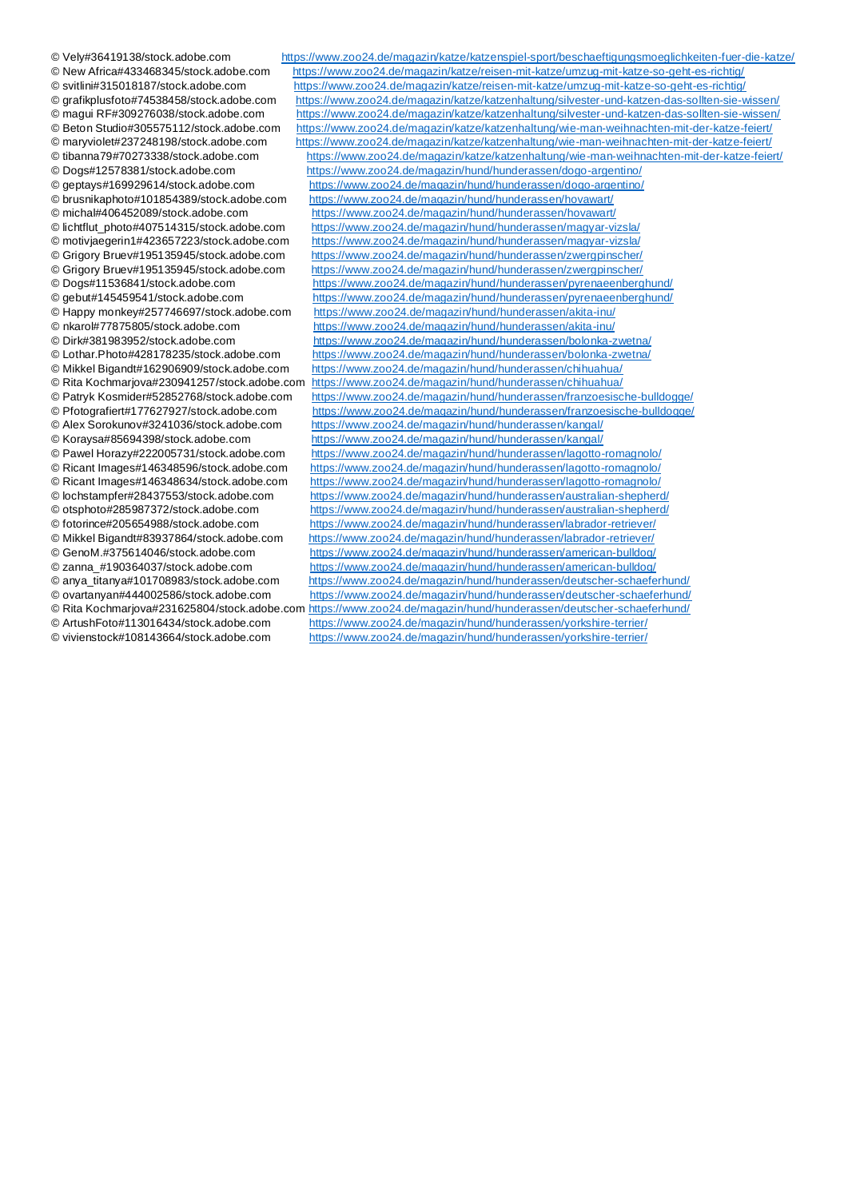| | |
|---|---|
| © Vely#36419138/stock.adobe.com | https://www.zoo24.de/magazin/katze/katzenspiel-sport/beschaeftigungsmoeglichkeiten-fuer-die-katze/ |
| © New Africa#433468345/stock.adobe.com | https://www.zoo24.de/magazin/katze/reisen-mit-katze/umzug-mit-katze-so-geht-es-richtig/ |
| © svitlini#315018187/stock.adobe.com | https://www.zoo24.de/magazin/katze/reisen-mit-katze/umzug-mit-katze-so-geht-es-richtig/ |
| © grafikplusfoto#74538458/stock.adobe.com | https://www.zoo24.de/magazin/katze/katzenhaltung/silvester-und-katzen-das-sollten-sie-wissen/ |
| © magui RF#309276038/stock.adobe.com | https://www.zoo24.de/magazin/katze/katzenhaltung/silvester-und-katzen-das-sollten-sie-wissen/ |
| © Beton Studio#305575112/stock.adobe.com | https://www.zoo24.de/magazin/katze/katzenhaltung/wie-man-weihnachten-mit-der-katze-feiert/ |
| © maryviolet#237248198/stock.adobe.com | https://www.zoo24.de/magazin/katze/katzenhaltung/wie-man-weihnachten-mit-der-katze-feiert/ |
| © tibanna79#70273338/stock.adobe.com | https://www.zoo24.de/magazin/katze/katzenhaltung/wie-man-weihnachten-mit-der-katze-feiert/ |
| © Dogs#12578381/stock.adobe.com | https://www.zoo24.de/magazin/hund/hunderassen/dogo-argentino/ |
| © geptays#169929614/stock.adobe.com | https://www.zoo24.de/magazin/hund/hunderassen/dogo-argentino/ |
| © brusnikaphoto#101854389/stock.adobe.com | https://www.zoo24.de/magazin/hund/hunderassen/hovawart/ |
| © michal#406452089/stock.adobe.com | https://www.zoo24.de/magazin/hund/hunderassen/hovawart/ |
| © lichtflut_photo#407514315/stock.adobe.com | https://www.zoo24.de/magazin/hund/hunderassen/magyar-vizsla/ |
| © motivjaegerin1#423657223/stock.adobe.com | https://www.zoo24.de/magazin/hund/hunderassen/magyar-vizsla/ |
| © Grigory Bruev#195135945/stock.adobe.com | https://www.zoo24.de/magazin/hund/hunderassen/zwergpinscher/ |
| © Grigory Bruev#195135945/stock.adobe.com | https://www.zoo24.de/magazin/hund/hunderassen/zwergpinscher/ |
| © Dogs#11536841/stock.adobe.com | https://www.zoo24.de/magazin/hund/hunderassen/pyrenaeenberghund/ |
| © gebut#145459541/stock.adobe.com | https://www.zoo24.de/magazin/hund/hunderassen/pyrenaeenberghund/ |
| © Happy monkey#257746697/stock.adobe.com | https://www.zoo24.de/magazin/hund/hunderassen/akita-inu/ |
| © nkarol#77875805/stock.adobe.com | https://www.zoo24.de/magazin/hund/hunderassen/akita-inu/ |
| © Dirk#381983952/stock.adobe.com | https://www.zoo24.de/magazin/hund/hunderassen/bolonka-zwetna/ |
| © Lothar.Photo#428178235/stock.adobe.com | https://www.zoo24.de/magazin/hund/hunderassen/bolonka-zwetna/ |
| © Mikkel Bigandt#162906909/stock.adobe.com | https://www.zoo24.de/magazin/hund/hunderassen/chihuahua/ |
| © Rita Kochmarjova#230941257/stock.adobe.com | https://www.zoo24.de/magazin/hund/hunderassen/chihuahua/ |
| © Patryk Kosmider#52852768/stock.adobe.com | https://www.zoo24.de/magazin/hund/hunderassen/franzoesische-bulldogge/ |
| © Pfotografiert#177627927/stock.adobe.com | https://www.zoo24.de/magazin/hund/hunderassen/franzoesische-bulldogge/ |
| © Alex Sorokunov#3241036/stock.adobe.com | https://www.zoo24.de/magazin/hund/hunderassen/kangal/ |
| © Koraysa#85694398/stock.adobe.com | https://www.zoo24.de/magazin/hund/hunderassen/kangal/ |
| © Pawel Horazy#222005731/stock.adobe.com | https://www.zoo24.de/magazin/hund/hunderassen/lagotto-romagnolo/ |
| © Ricant Images#146348596/stock.adobe.com | https://www.zoo24.de/magazin/hund/hunderassen/lagotto-romagnolo/ |
| © Ricant Images#146348634/stock.adobe.com | https://www.zoo24.de/magazin/hund/hunderassen/lagotto-romagnolo/ |
| © lochstampfer#28437553/stock.adobe.com | https://www.zoo24.de/magazin/hund/hunderassen/australian-shepherd/ |
| © otsphoto#285987372/stock.adobe.com | https://www.zoo24.de/magazin/hund/hunderassen/australian-shepherd/ |
| © fotorince#205654988/stock.adobe.com | https://www.zoo24.de/magazin/hund/hunderassen/labrador-retriever/ |
| © Mikkel Bigandt#83937864/stock.adobe.com | https://www.zoo24.de/magazin/hund/hunderassen/labrador-retriever/ |
| © GenoM.#375614046/stock.adobe.com | https://www.zoo24.de/magazin/hund/hunderassen/american-bulldog/ |
| © zanna_#190364037/stock.adobe.com | https://www.zoo24.de/magazin/hund/hunderassen/american-bulldog/ |
| © anya_titanya#101708983/stock.adobe.com | https://www.zoo24.de/magazin/hund/hunderassen/deutscher-schaeferhund/ |
| © ovartanyan#444002586/stock.adobe.com | https://www.zoo24.de/magazin/hund/hunderassen/deutscher-schaeferhund/ |
| © Rita Kochmarjova#231625804/stock.adobe.com | https://www.zoo24.de/magazin/hund/hunderassen/deutscher-schaeferhund/ |
| © ArtushFoto#113016434/stock.adobe.com | https://www.zoo24.de/magazin/hund/hunderassen/yorkshire-terrier/ |
| © vivienstock#108143664/stock.adobe.com | https://www.zoo24.de/magazin/hund/hunderassen/yorkshire-terrier/ |